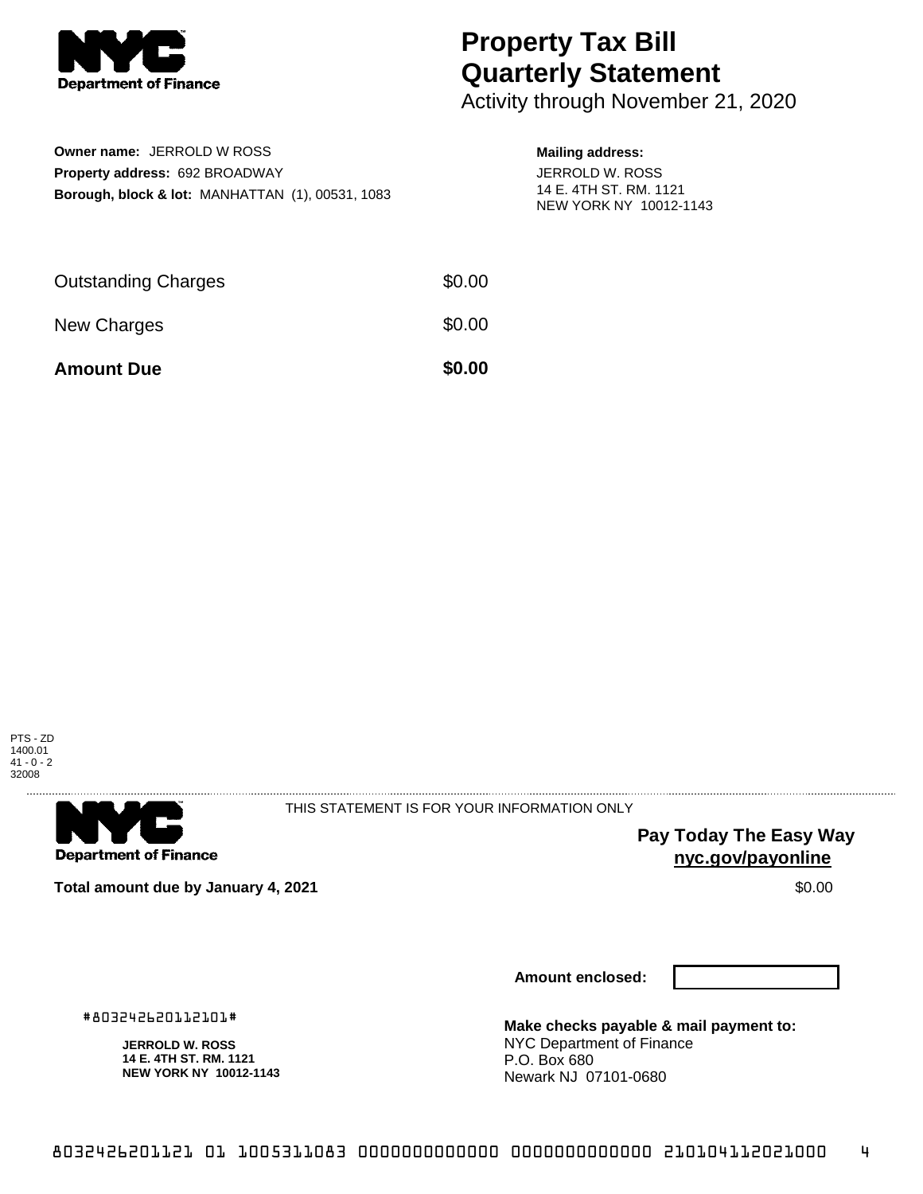**NYC Department of Finance**

# Property Tax Bill Quarterly Statement

Activity through November 21, 2020

**Owner name:** JERROLD W ROSS
**Property address:** 692 BROADWAY
**Borough, block & lot:** MANHATTAN (1), 00531, 1083

**Mailing address:**
JERROLD W. ROSS
14 E. 4TH ST. RM. 1121
NEW YORK NY 10012-1143

| | |
|---|---|
| Outstanding Charges | $0.00 |
| New Charges | $0.00 |
| **Amount Due** | **$0.00** |

PTS - ZD
1400.01
41 - 0 - 2
32008

---

**NYC Department of Finance**

THIS STATEMENT IS FOR YOUR INFORMATION ONLY

**Pay Today The Easy Way**
**nyc.gov/payonline**

**Total amount due by January 4, 2021** $0.00

**Amount enclosed:**

#803242620112101#

**JERROLD W. ROSS**
**14 E. 4TH ST. RM. 1121**
**NEW YORK NY 10012-1143**

**Make checks payable & mail payment to:**
NYC Department of Finance
P.O. Box 680
Newark NJ 07101-0680

8032426201121 01 1005311083 0000000000000 0000000000000 210104112021000 4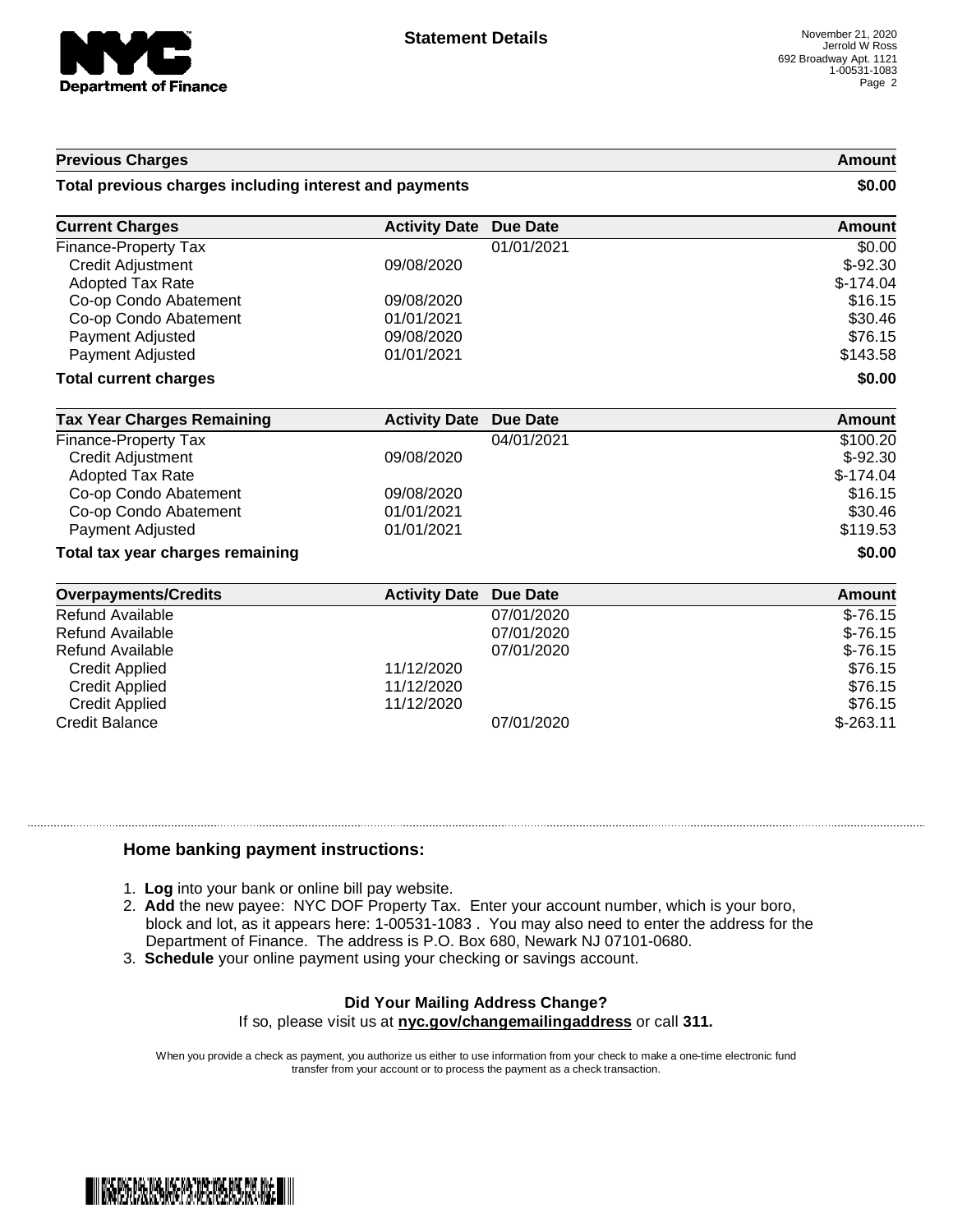# Statement Details

November 21, 2020
Jerrold W Ross
692 Broadway Apt. 1121
1-00531-1083

| Previous Charges | | | Amount |
|---|---|---|---|
| **Total previous charges including interest and payments** | | | **$0.00** |

| Current Charges | Activity Date | Due Date | Amount |
|---|---|---|---|
| Finance-Property Tax | | 01/01/2021 | $0.00 |
| Credit Adjustment | 09/08/2020 | | $-92.30 |
| Adopted Tax Rate | | | $-174.04 |
| Co-op Condo Abatement | 09/08/2020 | | $16.15 |
| Co-op Condo Abatement | 01/01/2021 | | $30.46 |
| Payment Adjusted | 09/08/2020 | | $76.15 |
| Payment Adjusted | 01/01/2021 | | $143.58 |
| **Total current charges** | | | **$0.00** |

| Tax Year Charges Remaining | Activity Date | Due Date | Amount |
|---|---|---|---|
| Finance-Property Tax | | 04/01/2021 | $100.20 |
| Credit Adjustment | 09/08/2020 | | $-92.30 |
| Adopted Tax Rate | | | $-174.04 |
| Co-op Condo Abatement | 09/08/2020 | | $16.15 |
| Co-op Condo Abatement | 01/01/2021 | | $30.46 |
| Payment Adjusted | 01/01/2021 | | $119.53 |
| **Total tax year charges remaining** | | | **$0.00** |

| Overpayments/Credits | Activity Date | Due Date | Amount |
|---|---|---|---|
| Refund Available | | 07/01/2020 | $-76.15 |
| Refund Available | | 07/01/2020 | $-76.15 |
| Refund Available | | 07/01/2020 | $-76.15 |
| Credit Applied | 11/12/2020 | | $76.15 |
| Credit Applied | 11/12/2020 | | $76.15 |
| Credit Applied | 11/12/2020 | | $76.15 |
| Credit Balance | | 07/01/2020 | $-263.11 |

## Home banking payment instructions:

1. **Log** into your bank or online bill pay website.
2. **Add** the new payee: NYC DOF Property Tax. Enter your account number, which is your boro, block and lot, as it appears here: 1-00531-1083 . You may also need to enter the address for the Department of Finance. The address is P.O. Box 680, Newark NJ 07101-0680.
3. **Schedule** your online payment using your checking or savings account.

**Did Your Mailing Address Change?**
If so, please visit us at **nyc.gov/changemailingaddress** or call **311.**

When you provide a check as payment, you authorize us either to use information from your check to make a one-time electronic fund transfer from your account or to process the payment as a check transaction.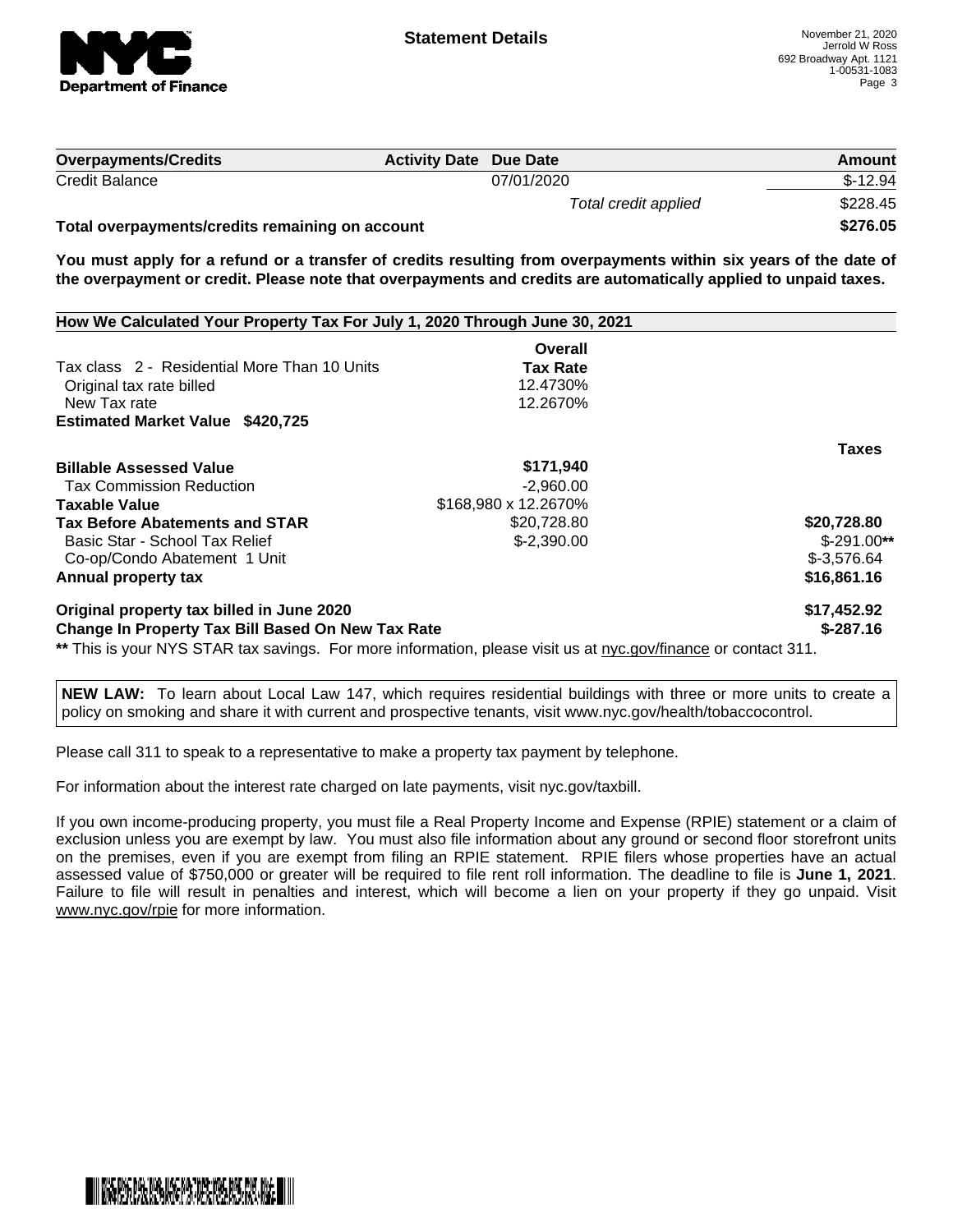| Overpayments/Credits | Activity Date | Due Date | Amount |
|---|---|---|---|
| Credit Balance | | 07/01/2020 | $-12.94 |
| | | *Total credit applied* | $228.45 |
| **Total overpayments/credits remaining on account** | | | **$276.05** |

**You must apply for a refund or a transfer of credits resulting from overpayments within six years of the date of the overpayment or credit. Please note that overpayments and credits are automatically applied to unpaid taxes.**

**How We Calculated Your Property Tax For July 1, 2020 Through June 30, 2021**

| | Overall Tax Rate | |
|---|---|---|
| Tax class 2 - Residential More Than 10 Units | | |
| Original tax rate billed | 12.4730% | |
| New Tax rate | 12.2670% | |
| **Estimated Market Value $420,725** | | |

| | | Taxes |
|---|---|---|
| **Billable Assessed Value** | **$171,940** | |
| Tax Commission Reduction | -2,960.00 | |
| **Taxable Value** | $168,980 x 12.2670% | |
| **Tax Before Abatements and STAR** | $20,728.80 | **$20,728.80** |
| Basic Star - School Tax Relief | $-2,390.00 | $-291.00** |
| Co-op/Condo Abatement 1 Unit | | $-3,576.64 |
| **Annual property tax** | | **$16,861.16** |
| **Original property tax billed in June 2020** | | **$17,452.92** |
| **Change In Property Tax Bill Based On New Tax Rate** | | **$-287.16** |

** This is your NYS STAR tax savings. For more information, please visit us at nyc.gov/finance or contact 311.

**NEW LAW:** To learn about Local Law 147, which requires residential buildings with three or more units to create a policy on smoking and share it with current and prospective tenants, visit www.nyc.gov/health/tobaccocontrol.

Please call 311 to speak to a representative to make a property tax payment by telephone.

For information about the interest rate charged on late payments, visit nyc.gov/taxbill.

If you own income-producing property, you must file a Real Property Income and Expense (RPIE) statement or a claim of exclusion unless you are exempt by law. You must also file information about any ground or second floor storefront units on the premises, even if you are exempt from filing an RPIE statement. RPIE filers whose properties have an actual assessed value of $750,000 or greater will be required to file rent roll information. The deadline to file is **June 1, 2021**. Failure to file will result in penalties and interest, which will become a lien on your property if they go unpaid. Visit www.nyc.gov/rpie for more information.